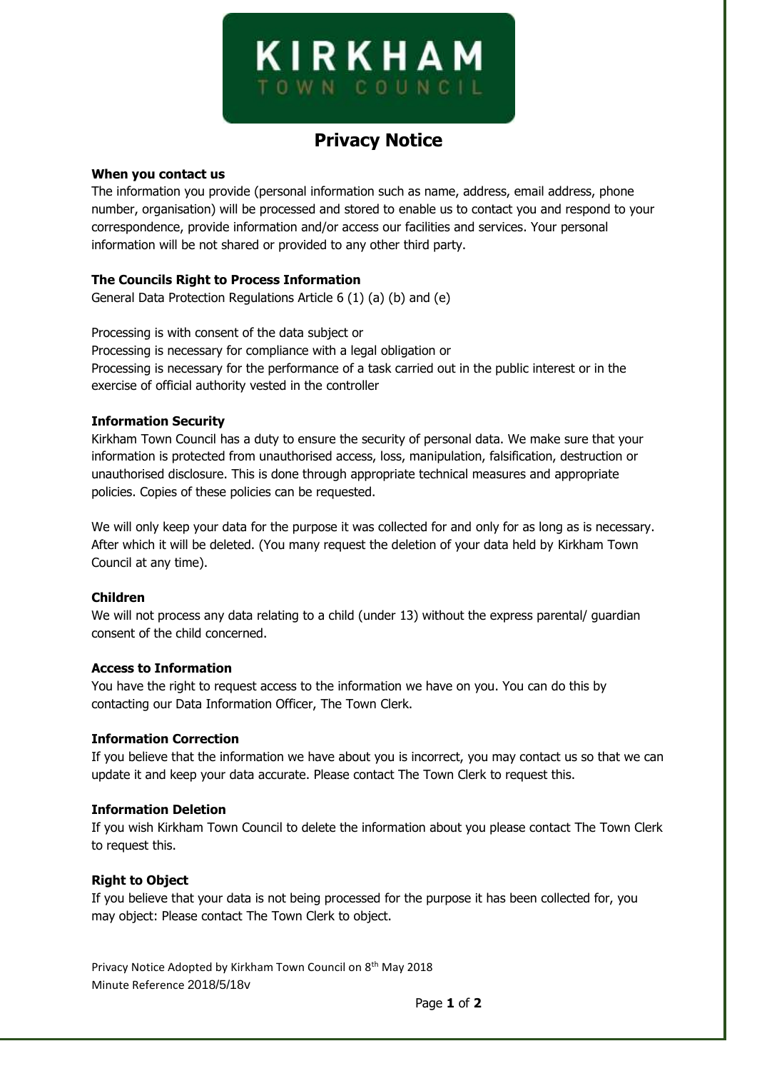# Privacy Notice

**When you contact us**

The information you provide (personal information such as name, address, email address, phone number, organisation) will be processed and stored to enable us to contact you and respond to your correspondence, provide information and/or access our facilities and services. Your personal information will be not shared or provided to any other third party.

**The Councils Right to Process Information**

General Data Protection Regulations Article 6 (1) (a) (b) and (e)

Processing is with consent of the data subject or
Processing is necessary for compliance with a legal obligation or
Processing is necessary for the performance of a task carried out in the public interest or in the exercise of official authority vested in the controller

**Information Security**

Kirkham Town Council has a duty to ensure the security of personal data. We make sure that your information is protected from unauthorised access, loss, manipulation, falsification, destruction or unauthorised disclosure. This is done through appropriate technical measures and appropriate policies. Copies of these policies can be requested.

We will only keep your data for the purpose it was collected for and only for as long as is necessary. After which it will be deleted. (You many request the deletion of your data held by Kirkham Town Council at any time).

**Children**

We will not process any data relating to a child (under 13) without the express parental/ guardian consent of the child concerned.

**Access to Information**

You have the right to request access to the information we have on you. You can do this by contacting our Data Information Officer, The Town Clerk.

**Information Correction**

If you believe that the information we have about you is incorrect, you may contact us so that we can update it and keep your data accurate. Please contact The Town Clerk to request this.

**Information Deletion**

If you wish Kirkham Town Council to delete the information about you please contact The Town Clerk to request this.

**Right to Object**

If you believe that your data is not being processed for the purpose it has been collected for, you may object: Please contact The Town Clerk to object.

Privacy Notice Adopted by Kirkham Town Council on 8th May 2018
Minute Reference 2018/5/18v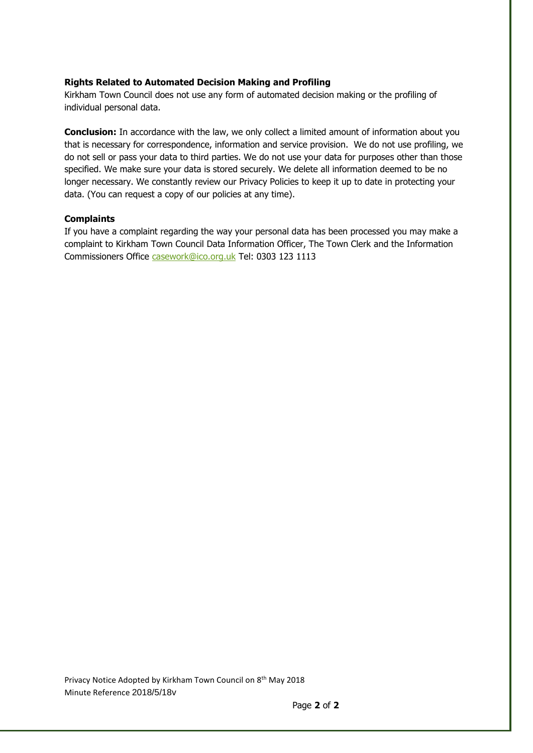**Rights Related to Automated Decision Making and Profiling**

Kirkham Town Council does not use any form of automated decision making or the profiling of individual personal data.

**Conclusion:** In accordance with the law, we only collect a limited amount of information about you that is necessary for correspondence, information and service provision. We do not use profiling, we do not sell or pass your data to third parties. We do not use your data for purposes other than those specified. We make sure your data is stored securely. We delete all information deemed to be no longer necessary. We constantly review our Privacy Policies to keep it up to date in protecting your data. (You can request a copy of our policies at any time).

**Complaints**

If you have a complaint regarding the way your personal data has been processed you may make a complaint to Kirkham Town Council Data Information Officer, The Town Clerk and the Information Commissioners Office casework@ico.org.uk Tel: 0303 123 1113

Privacy Notice Adopted by Kirkham Town Council on 8th May 2018
Minute Reference 2018/5/18v